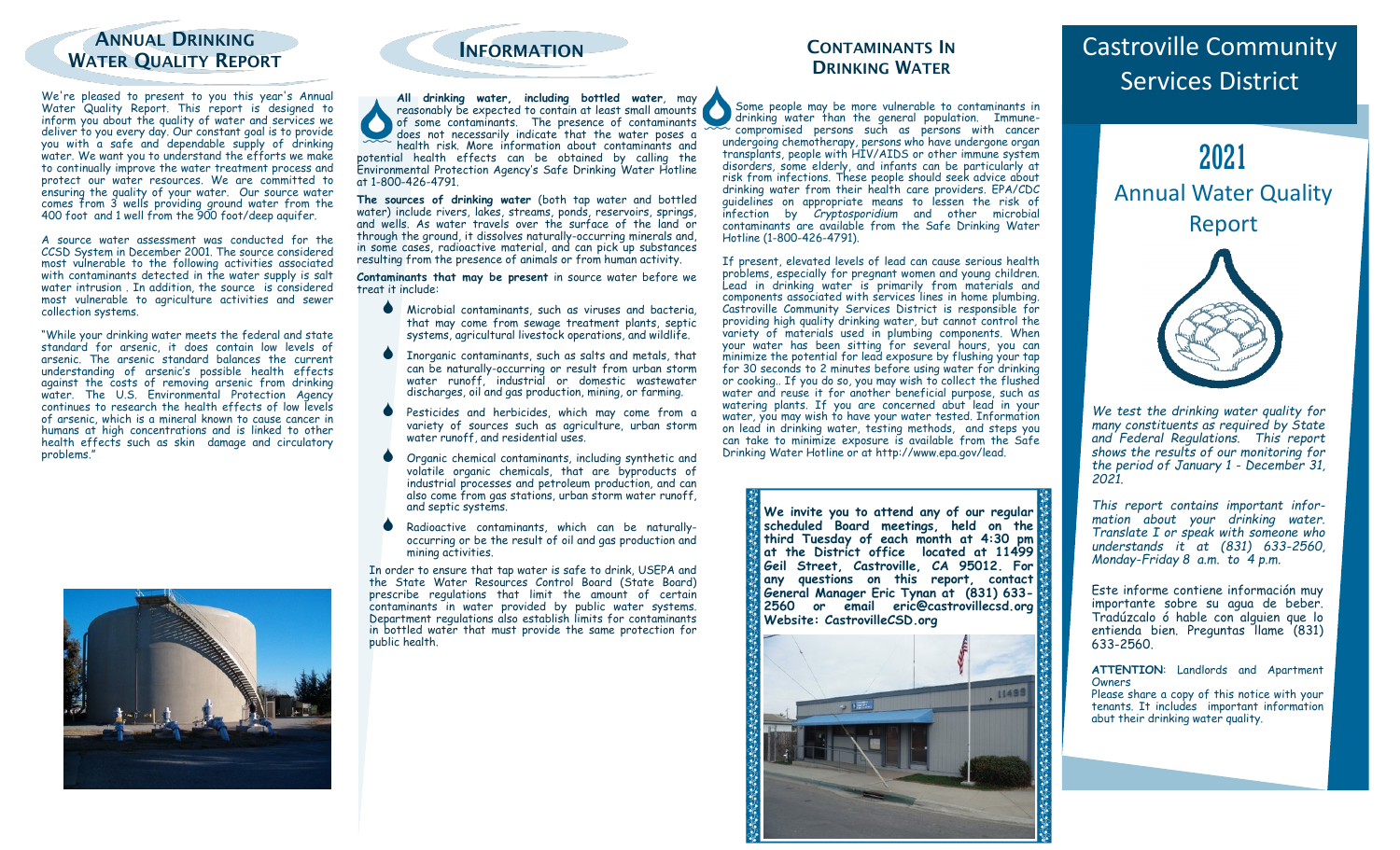## Annual Drinking Water Quality Report

We're pleased to present to you this year's Annual Water Quality Report. This report is designed to inform you about the quality of water and services we deliver to you every day. Our constant goal is to provide you with a safe and dependable supply of drinking water. We want you to understand the efforts we make to continually improve the water treatment process and protect our water resources. We are committed to ensuring the quality of your water. Our source water comes from 3 wells providing ground water from the 400 foot and 1 well from the 900 foot/deep aquifer.

A source water assessment was conducted for the CCSD System in December 2001. The source considered most vulnerable to the following activities associated with contaminants detected in the water supply is salt water intrusion . In addition, the source is considered most vulnerable to agriculture activities and sewer collection systems.

"While your drinking water meets the federal and state standard for arsenic, it does contain low levels of arsenic. The arsenic standard balances the current understanding of arsenic's possible health effects against the costs of removing arsenic from drinking water. The U.S. Environmental Protection Agency continues to research the health effects of low levels of arsenic, which is a mineral known to cause cancer in humans at high concentrations and is linked to other health effects such as skin damage and circulatory problems."

## Information

**All drinking water, including bottled water**, may reasonably be expected to contain at least small amounts of some contaminants. The presence of contaminants does not necessarily indicate that the water poses a health risk. More information about contaminants and potential health effects can be obtained by calling the Environmental Protection Agency's Safe Drinking Water Hotline at 1-800-426-4791.

**The sources of drinking water** (both tap water and bottled water) include rivers, lakes, streams, ponds, reservoirs, springs, and wells. As water travels over the surface of the land or through the ground, it dissolves naturally-occurring minerals and, in some cases, radioactive material, and can pick up substances resulting from the presence of animals or from human activity.

**Contaminants that may be present** in source water before we treat it include:

- Microbial contaminants, such as viruses and bacteria, that may come from sewage treatment plants, septic systems, agricultural livestock operations, and wildlife.
- Inorganic contaminants, such as salts and metals, that can be naturally-occurring or result from urban storm water runoff, industrial or domestic wastewater discharges, oil and gas production, mining, or farming.
- Pesticides and herbicides, which may come from a variety of sources such as agriculture, urban storm water runoff, and residential uses.
- Organic chemical contaminants, including synthetic and volatile organic chemicals, that are byproducts of industrial processes and petroleum production, and can also come from gas stations, urban storm water runoff, and septic systems.
- Radioactive contaminants, which can be naturally-occurring or be the result of oil and gas production and mining activities.

In order to ensure that tap water is safe to drink, USEPA and the State Water Resources Control Board (State Board) prescribe regulations that limit the amount of certain contaminants in water provided by public water systems. Department regulations also establish limits for contaminants in bottled water that must provide the same protection for public health.

## Contaminants In Drinking Water

Some people may be more vulnerable to contaminants in drinking water than the general population. Immune-compromised persons such as persons with cancer undergoing chemotherapy, persons who have undergone organ transplants, people with HIV/AIDS or other immune system disorders, some elderly, and infants can be particularly at risk from infections. These people should seek advice about drinking water from their health care providers. EPA/CDC guidelines on appropriate means to lessen the risk of infection by *Cryptosporidium* and other microbial contaminants are available from the Safe Drinking Water Hotline (1-800-426-4791).

If present, elevated levels of lead can cause serious health problems, especially for pregnant women and young children. Lead in drinking water is primarily from materials and components associated with services lines in home plumbing. Castroville Community Services District is responsible for providing high quality drinking water, but cannot control the variety of materials used in plumbing components. When your water has been sitting for several hours, you can minimize the potential for lead exposure by flushing your tap for 30 seconds to 2 minutes before using water for drinking or cooking.. If you do so, you may wish to collect the flushed water and reuse it for another beneficial purpose, such as watering plants. If you are concerned about lead in your water, you may wish to have your water tested. Information on lead in drinking water, testing methods, and steps you can take to minimize exposure is available from the Safe Drinking Water Hotline or at http://www.epa.gov/lead.

**We invite you to attend any of our regular scheduled Board meetings, held on the third Tuesday of each month at 4:30 pm at the District office located at 11499 Geil Street, Castroville, CA 95012. For any questions on this report, contact General Manager Eric Tynan at (831) 633-2560 or email eric@castrovillecsd.org Website: CastrovilleCSD.org**

# Castroville Community Services District

## 2021

## Annual Water Quality Report

*We test the drinking water quality for many constituents as required by State and Federal Regulations. This report shows the results of our monitoring for the period of January 1 - December 31, 2021.*

*This report contains important information about your drinking water. Translate I or speak with someone who understands it at (831) 633-2560, Monday-Friday 8 a.m. to 4 p.m.*

Este informe contiene información muy importante sobre su agua de beber. Tradúzcalo ó hable con alguien que lo entienda bien. Preguntas llame (831) 633-2560.

**ATTENTION**: Landlords and Apartment Owners
Please share a copy of this notice with your tenants. It includes important information abut their drinking water quality.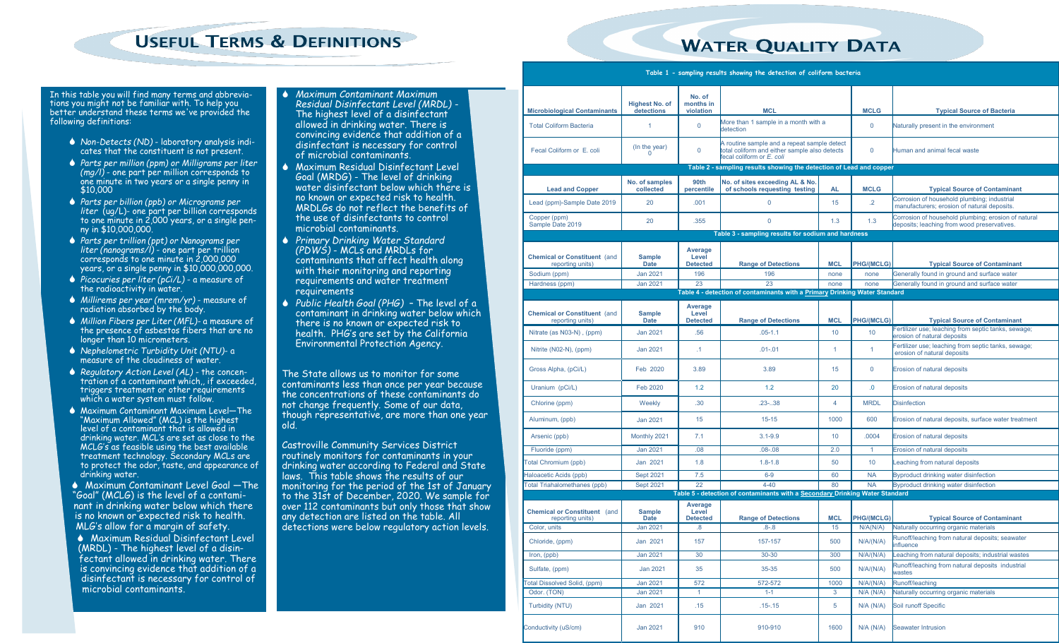## USEFUL TERMS & DEFINITIONS

In this table you will find many terms and abbreviations you might not be familiar with. To help you better understand these terms we've provided the following definitions:

- *Non-Detects (ND)* - laboratory analysis indicates that the constituent is not present.
- *Parts per million (ppm) or Milligrams per liter (mg/l)* - one part per million corresponds to one minute in two years or a single penny in $10,000
- *Parts per billion (ppb) or Micrograms per liter* (ug/L)- one part per billion corresponds to one minute in 2,000 years, or a single penny in $10,000,000.
- *Parts per trillion (ppt) or Nanograms per liter (nanograms/l)* - one part per trillion corresponds to one minute in 2,000,000 years, or a single penny in $10,000,000,000.
- *Picocuries per liter (pCi/L)* - a measure of the radioactivity in water.
- *Millirems per year (mrem/yr)* - measure of radiation absorbed by the body.
- *Million Fibers per Liter (MFL)*- a measure of the presence of asbestos fibers that are no longer than 10 micrometers.
- *Nephelometric Turbidity Unit (NTU)*- a measure of the cloudiness of water.
- *Regulatory Action Level (AL)* - the concentration of a contaminant which,, if exceeded, triggers treatment or other requirements which a water system must follow.
- Maximum Contaminant Maximum Level—The "Maximum Allowed" (MCL) is the highest level of a contaminant that is allowed in drinking water. MCL's are set as close to the MCLG's as feasible using the best available treatment technology. Secondary MCLs are to protect the odor, taste, and appearance of drinking water.
- Maximum Contaminant Level Goal —The "Goal" (MCLG) is the level of a contaminant in drinking water below which there is no known or expected risk to health. MLG's allow for a margin of safety.
- Maximum Residual Disinfectant Level (MRDL) - The highest level of a disinfectant allowed in drinking water. There is convincing evidence that addition of a disinfectant is necessary for control of microbial contaminants.
- *Maximum Contaminant Maximum Residual Disinfectant Level (MRDL)* - The highest level of a disinfectant allowed in drinking water. There is convincing evidence that addition of a disinfectant is necessary for control of microbial contaminants.
- Maximum Residual Disinfectant Level Goal (MRDG) - The level of drinking water disinfectant below which there is no known or expected risk to health. MRDLGs do not reflect the benefits of the use of disinfectants to control microbial contaminants.
- *Primary Drinking Water Standard (PDWS)* - MCLs and MRDLs for contaminants that affect health along with their monitoring and reporting requirements and water treatment requirements
- *Public Health Goal (PHG)* - The level of a contaminant in drinking water below which there is no known or expected risk to health. PHG's are set by the California Environmental Protection Agency.

The State allows us to monitor for some contaminants less than once per year because the concentrations of these contaminants do not change frequently. Some of our data, though representative, are more than one year old.

Castroville Community Services District routinely monitors for contaminants in your drinking water according to Federal and State laws. This table shows the results of our monitoring for the period of the 1st of January to the 31st of December, 2020. We sample for over 112 contaminants but only those that show any detection are listed on the table. All detections were below regulatory action levels.

## WATER QUALITY DATA

**Table 1 - sampling results showing the detection of coliform bacteria**

| Microbiological Contaminants | Highest No. of detections | No. of months in violation | MCL | MCLG | Typical Source of Bacteria |
|---|---|---|---|---|---|
| Total Coliform Bacteria | 1 | 0 | More than 1 sample in a month with a detection | 0 | Naturally present in the environment |
| Fecal Coliform or E. coli | (In the year) 0 | 0 | A routine sample and a repeat sample detect total coliform and either sample also detects fecal coliform or *E. coli* | 0 | Human and animal fecal waste |

**Table 2 - sampling results showing the detection of Lead and copper**

| Lead and Copper | No. of samples collected | 90th percentile | No. of sites exceeding AL & No. of schools requesting testing | AL | MCLG | Typical Source of Contaminant |
|---|---|---|---|---|---|---|
| Lead (ppm)-Sample Date 2019 | 20 | .001 | 0 | 15 | .2 | Corrosion of household plumbing; industrial manufacturers; erosion of natural deposits. |
| Copper (ppm) Sample Date 2019 | 20 | .355 | 0 | 1.3 | 1.3 | Corrosion of household plumbing; erosion of natural deposits; leaching from wood preservatives. |

**Table 3 - sampling results for sodium and hardness**

| Chemical or Constituent (and reporting units) | Sample Date | Average Level Detected | Range of Detections | MCL | PHG/(MCLG) | Typical Source of Contaminant |
|---|---|---|---|---|---|---|
| Sodium (ppm) | Jan 2021 | 196 | 196 | none | none | Generally found in ground and surface water |
| Hardness (ppm) | Jan 2021 | 23 | 23 | none | none | Generally found in ground and surface water |

**Table 4 - detection of contaminants with a Primary Drinking Water Standard**

| Chemical or Constituent (and reporting units) | Sample Date | Average Level Detected | Range of Detections | MCL | PHG/(MCLG) | Typical Source of Contaminant |
|---|---|---|---|---|---|---|
| Nitrate (as N03-N) , (ppm) | Jan 2021 | .56 | .05-1.1 | 10 | 10 | Fertilizer use; leaching from septic tanks, sewage; erosion of natural deposits |
| Nitrite (N02-N), (ppm) | Jan 2021 | .1 | .01-.01 | 1 | 1 | Fertilizer use; leaching from septic tanks, sewage; erosion of natural deposits |
| Gross Alpha, (pCi/L) | Feb 2020 | 3.89 | 3.89 | 15 | 0 | Erosion of natural deposits |
| Uranium (pCi/L) | Feb 2020 | 1.2 | 1.2 | 20 | .0 | Erosion of natural deposits |
| Chlorine (ppm) | Weekly | .30 | .23-.38 | 4 | MRDL | Disinfection |
| Aluminum, (ppb) | Jan 2021 | 15 | 15-15 | 1000 | 600 | Erosion of natural deposits, surface water treatment |
| Arsenic (ppb) | Monthly 2021 | 7.1 | 3.1-9.9 | 10 | .0004 | Erosion of natural deposits |
| Fluoride (ppm) | Jan 2021 | .08 | .08-.08 | 2.0 | 1 | Erosion of natural deposits |
| Total Chromium (ppb) | Jan 2021 | 1.8 | 1.8-1.8 | 50 | 10 | Leaching from natural deposits |
| Haloacetic Acids (ppb) | Sept 2021 | 7.5 | 6-9 | 60 | NA | Byproduct drinking water disinfection |
| Total Triahalomethanes (ppb) | Sept 2021 | 22 | 4-40 | 80 | NA | Byproduct drinking water disinfection |

**Table 5 - detection of contaminants with a Secondary Drinking Water Standard**

| Chemical or Constituent (and reporting units) | Sample Date | Average Level Detected | Range of Detections | MCL | PHG/(MCLG) | Typical Source of Contaminant |
|---|---|---|---|---|---|---|
| Color, units | Jan 2021 | .8 | .8-.8 | 15 | N/A(N/A) | Naturally occurring organic materials |
| Chloride, (ppm) | Jan 2021 | 157 | 157-157 | 500 | N/A(N/A) | Runoff/leaching from natural deposits; seawater influence |
| Iron, (ppb) | Jan 2021 | 30 | 30-30 | 300 | N/A(N/A) | Leaching from natural deposits; industrial wastes |
| Sulfate, (ppm) | Jan 2021 | 35 | 35-35 | 500 | N/A(N/A) | Runoff/leaching from natural deposits industrial wastes |
| Total Dissolved Solid, (ppm) | Jan 2021 | 572 | 572-572 | 1000 | N/A(N/A) | Runoff/leaching |
| Odor. (TON) | Jan 2021 | 1 | 1-1 | 3 | N/A (N/A) | Naturally occurring organic materials |
| Turbidity (NTU) | Jan 2021 | .15 | .15-.15 | 5 | N/A (N/A) | Soil runoff Specific |
| Conductivity (uS/cm) | Jan 2021 | 910 | 910-910 | 1600 | N/A (N/A) | Seawater Intrusion |